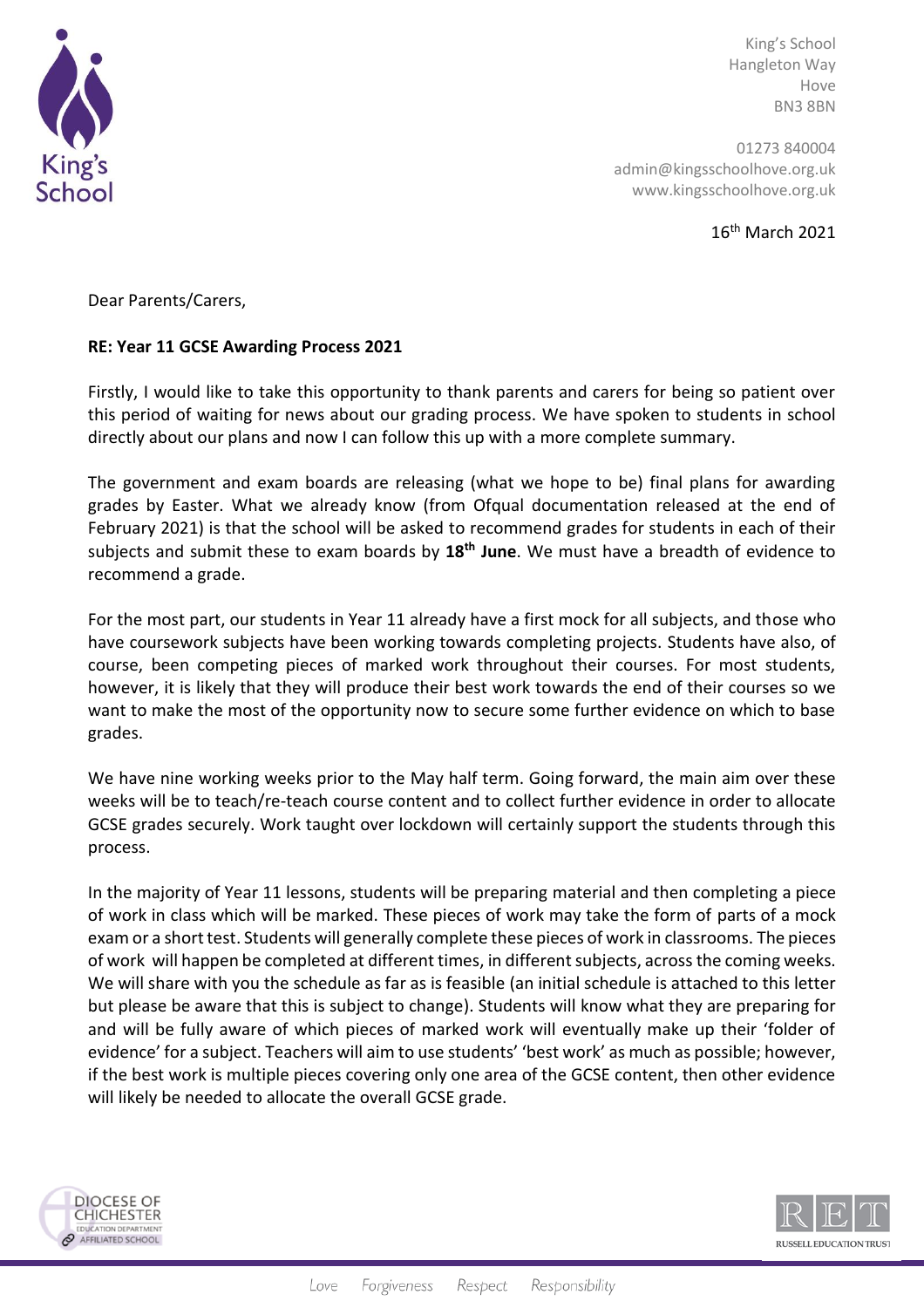King's School
Hangleton Way
Hove
BN3 8BN

01273 840004
admin@kingsschoolhove.org.uk
www.kingsschoolhove.org.uk

16th March 2021

Dear Parents/Carers,

**RE: Year 11 GCSE Awarding Process 2021**

Firstly, I would like to take this opportunity to thank parents and carers for being so patient over this period of waiting for news about our grading process. We have spoken to students in school directly about our plans and now I can follow this up with a more complete summary.

The government and exam boards are releasing (what we hope to be) final plans for awarding grades by Easter. What we already know (from Ofqual documentation released at the end of February 2021) is that the school will be asked to recommend grades for students in each of their subjects and submit these to exam boards by **18th June**. We must have a breadth of evidence to recommend a grade.

For the most part, our students in Year 11 already have a first mock for all subjects, and those who have coursework subjects have been working towards completing projects. Students have also, of course, been competing pieces of marked work throughout their courses. For most students, however, it is likely that they will produce their best work towards the end of their courses so we want to make the most of the opportunity now to secure some further evidence on which to base grades.

We have nine working weeks prior to the May half term. Going forward, the main aim over these weeks will be to teach/re-teach course content and to collect further evidence in order to allocate GCSE grades securely. Work taught over lockdown will certainly support the students through this process.

In the majority of Year 11 lessons, students will be preparing material and then completing a piece of work in class which will be marked. These pieces of work may take the form of parts of a mock exam or a short test. Students will generally complete these pieces of work in classrooms. The pieces of work will happen be completed at different times, in different subjects, across the coming weeks. We will share with you the schedule as far as is feasible (an initial schedule is attached to this letter but please be aware that this is subject to change). Students will know what they are preparing for and will be fully aware of which pieces of marked work will eventually make up their 'folder of evidence' for a subject. Teachers will aim to use students' 'best work' as much as possible; however, if the best work is multiple pieces covering only one area of the GCSE content, then other evidence will likely be needed to allocate the overall GCSE grade.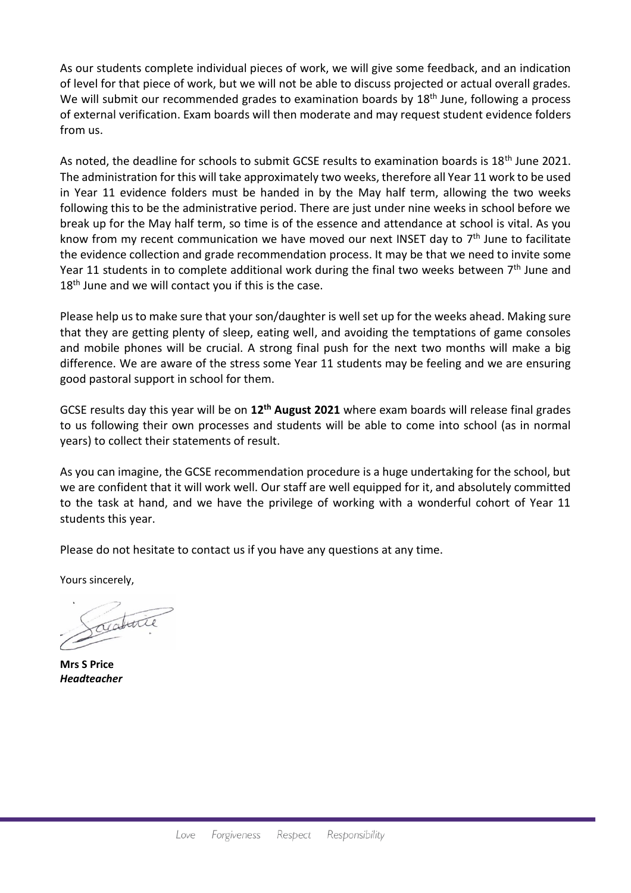As our students complete individual pieces of work, we will give some feedback, and an indication of level for that piece of work, but we will not be able to discuss projected or actual overall grades. We will submit our recommended grades to examination boards by 18th June, following a process of external verification. Exam boards will then moderate and may request student evidence folders from us.

As noted, the deadline for schools to submit GCSE results to examination boards is 18th June 2021. The administration for this will take approximately two weeks, therefore all Year 11 work to be used in Year 11 evidence folders must be handed in by the May half term, allowing the two weeks following this to be the administrative period. There are just under nine weeks in school before we break up for the May half term, so time is of the essence and attendance at school is vital. As you know from my recent communication we have moved our next INSET day to 7th June to facilitate the evidence collection and grade recommendation process. It may be that we need to invite some Year 11 students in to complete additional work during the final two weeks between 7th June and 18th June and we will contact you if this is the case.

Please help us to make sure that your son/daughter is well set up for the weeks ahead. Making sure that they are getting plenty of sleep, eating well, and avoiding the temptations of game consoles and mobile phones will be crucial. A strong final push for the next two months will make a big difference. We are aware of the stress some Year 11 students may be feeling and we are ensuring good pastoral support in school for them.

GCSE results day this year will be on **12th August 2021** where exam boards will release final grades to us following their own processes and students will be able to come into school (as in normal years) to collect their statements of result.

As you can imagine, the GCSE recommendation procedure is a huge undertaking for the school, but we are confident that it will work well. Our staff are well equipped for it, and absolutely committed to the task at hand, and we have the privilege of working with a wonderful cohort of Year 11 students this year.

Please do not hesitate to contact us if you have any questions at any time.

Yours sincerely,

**Mrs S Price**
***Headteacher***

Love Forgiveness Respect Responsibility